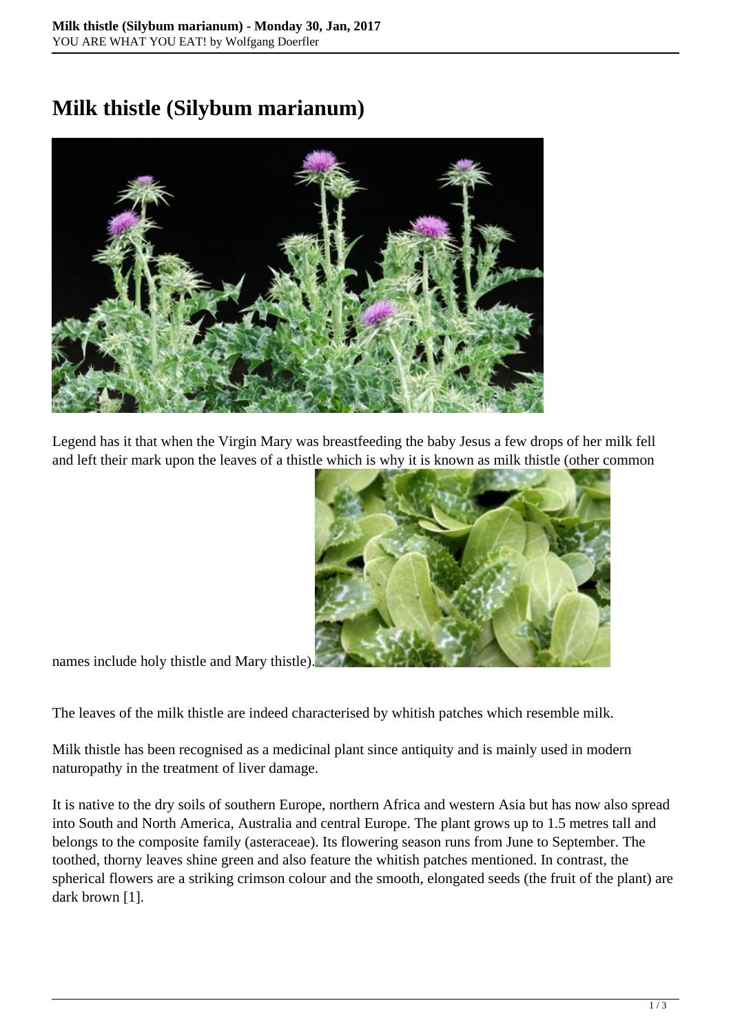# Milk thistle (Silybum marianum)

Legend has it that when the Virgin Mary was breastfeeding the baby Jesus a few drops of her milk fell and left their mark upon the leaves of a thistle which is why it is known as milk thistle (other common names include holy thistle and Mary thistle).

The leaves of the milk thistle are indeed characterised by whitish patches which resemble milk.

Milk thistle has been recognised as a medicinal plant since antiquity and is mainly used in modern naturopathy in the treatment of liver damage.

It is native to the dry soils of southern Europe, northern Africa and western Asia but has now also spread into South and North America, Australia and central Europe. The plant grows up to 1.5 metres tall and belongs to the composite family (asteraceae). Its flowering season runs from June to September. The toothed, thorny leaves shine green and also feature the whitish patches mentioned. In contrast, the spherical flowers are a striking crimson colour and the smooth, elongated seeds (the fruit of the plant) are dark brown [1].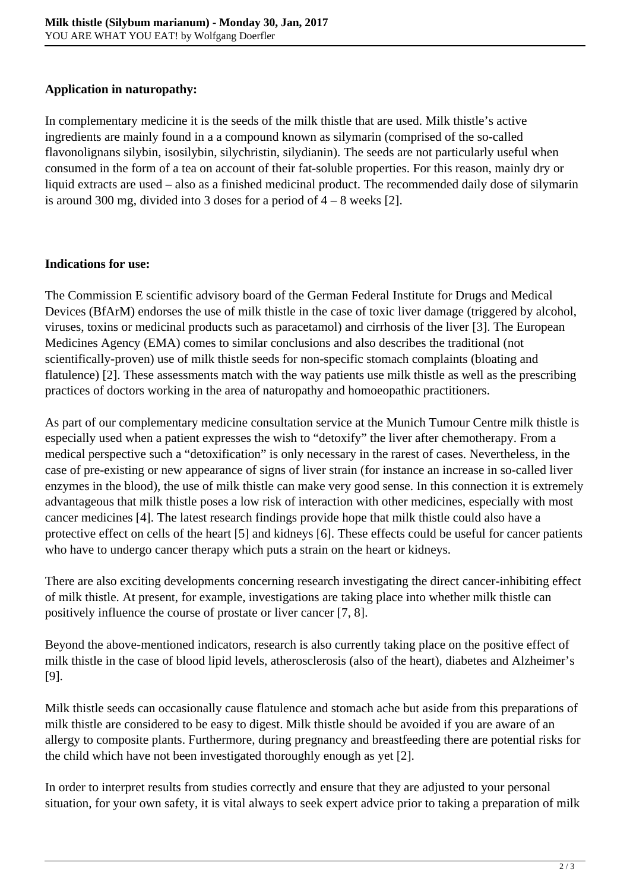**Application in naturopathy:**

In complementary medicine it is the seeds of the milk thistle that are used. Milk thistle's active ingredients are mainly found in a a compound known as silymarin (comprised of the so-called flavonolignans silybin, isosilybin, silychristin, silydianin). The seeds are not particularly useful when consumed in the form of a tea on account of their fat-soluble properties. For this reason, mainly dry or liquid extracts are used – also as a finished medicinal product. The recommended daily dose of silymarin is around 300 mg, divided into 3 doses for a period of 4 – 8 weeks [2].

**Indications for use:**

The Commission E scientific advisory board of the German Federal Institute for Drugs and Medical Devices (BfArM) endorses the use of milk thistle in the case of toxic liver damage (triggered by alcohol, viruses, toxins or medicinal products such as paracetamol) and cirrhosis of the liver [3]. The European Medicines Agency (EMA) comes to similar conclusions and also describes the traditional (not scientifically-proven) use of milk thistle seeds for non-specific stomach complaints (bloating and flatulence) [2]. These assessments match with the way patients use milk thistle as well as the prescribing practices of doctors working in the area of naturopathy and homoeopathic practitioners.

As part of our complementary medicine consultation service at the Munich Tumour Centre milk thistle is especially used when a patient expresses the wish to "detoxify" the liver after chemotherapy. From a medical perspective such a "detoxification" is only necessary in the rarest of cases. Nevertheless, in the case of pre-existing or new appearance of signs of liver strain (for instance an increase in so-called liver enzymes in the blood), the use of milk thistle can make very good sense. In this connection it is extremely advantageous that milk thistle poses a low risk of interaction with other medicines, especially with most cancer medicines [4]. The latest research findings provide hope that milk thistle could also have a protective effect on cells of the heart [5] and kidneys [6]. These effects could be useful for cancer patients who have to undergo cancer therapy which puts a strain on the heart or kidneys.

There are also exciting developments concerning research investigating the direct cancer-inhibiting effect of milk thistle. At present, for example, investigations are taking place into whether milk thistle can positively influence the course of prostate or liver cancer [7, 8].

Beyond the above-mentioned indicators, research is also currently taking place on the positive effect of milk thistle in the case of blood lipid levels, atherosclerosis (also of the heart), diabetes and Alzheimer's [9].

Milk thistle seeds can occasionally cause flatulence and stomach ache but aside from this preparations of milk thistle are considered to be easy to digest. Milk thistle should be avoided if you are aware of an allergy to composite plants. Furthermore, during pregnancy and breastfeeding there are potential risks for the child which have not been investigated thoroughly enough as yet [2].

In order to interpret results from studies correctly and ensure that they are adjusted to your personal situation, for your own safety, it is vital always to seek expert advice prior to taking a preparation of milk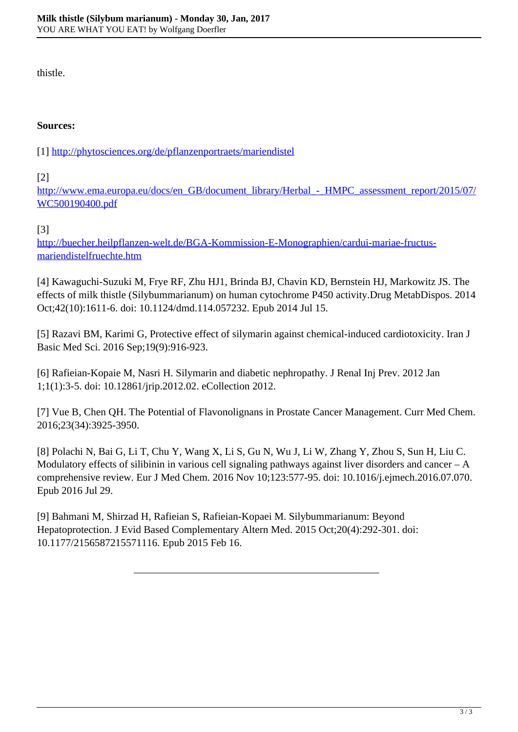thistle.

**Sources:**

[1] http://phytosciences.org/de/pflanzenportraets/mariendistel

[2] http://www.ema.europa.eu/docs/en_GB/document_library/Herbal_-_HMPC_assessment_report/2015/07/WC500190400.pdf

[3] http://buecher.heilpflanzen-welt.de/BGA-Kommission-E-Monographien/cardui-mariae-fructus-mariendistelfruechte.htm

[4] Kawaguchi-Suzuki M, Frye RF, Zhu HJ1, Brinda BJ, Chavin KD, Bernstein HJ, Markowitz JS. The effects of milk thistle (Silybummarianum) on human cytochrome P450 activity.Drug MetabDispos. 2014 Oct;42(10):1611-6. doi: 10.1124/dmd.114.057232. Epub 2014 Jul 15.

[5] Razavi BM, Karimi G, Protective effect of silymarin against chemical-induced cardiotoxicity. Iran J Basic Med Sci. 2016 Sep;19(9):916-923.

[6] Rafieian-Kopaie M, Nasri H. Silymarin and diabetic nephropathy. J Renal Inj Prev. 2012 Jan 1;1(1):3-5. doi: 10.12861/jrip.2012.02. eCollection 2012.

[7] Vue B, Chen QH. The Potential of Flavonolignans in Prostate Cancer Management. Curr Med Chem. 2016;23(34):3925-3950.

[8] Polachi N, Bai G, Li T, Chu Y, Wang X, Li S, Gu N, Wu J, Li W, Zhang Y, Zhou S, Sun H, Liu C. Modulatory effects of silibinin in various cell signaling pathways against liver disorders and cancer – A comprehensive review. Eur J Med Chem. 2016 Nov 10;123:577-95. doi: 10.1016/j.ejmech.2016.07.070. Epub 2016 Jul 29.

[9] Bahmani M, Shirzad H, Rafieian S, Rafieian-Kopaei M. Silybummarianum: Beyond Hepatoprotection. J Evid Based Complementary Altern Med. 2015 Oct;20(4):292-301. doi: 10.1177/2156587215571116. Epub 2015 Feb 16.